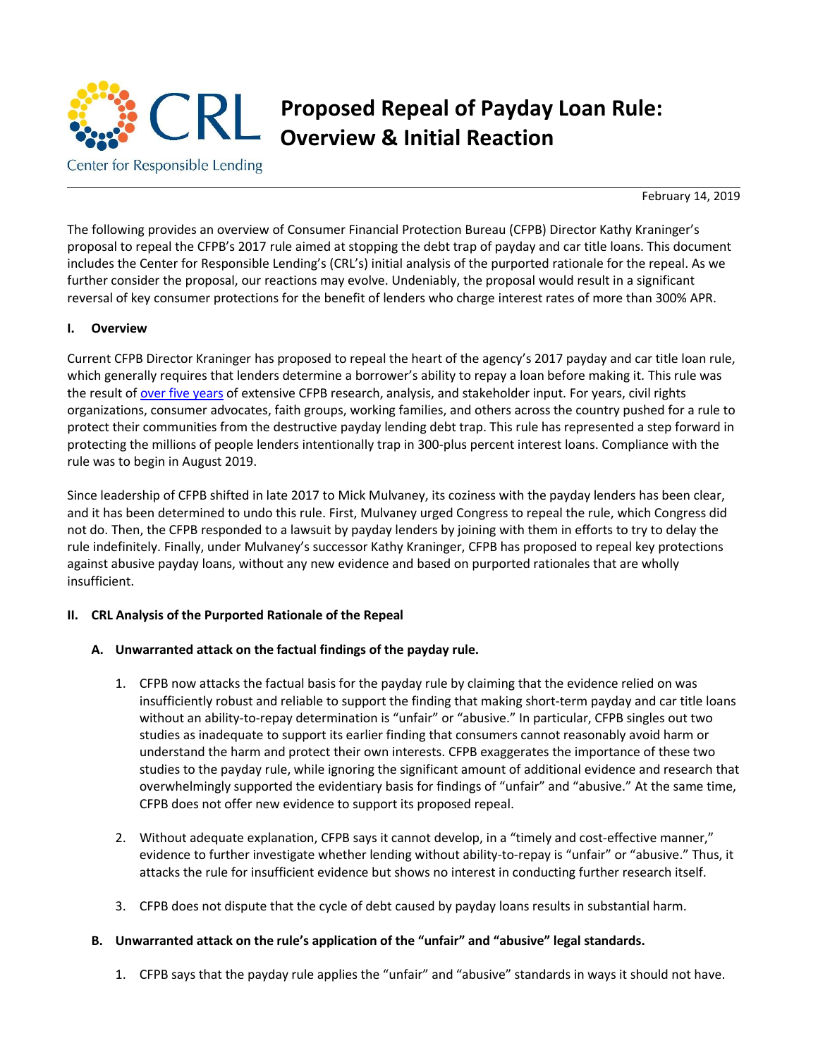**CRL**

Center for Responsible Lending

# Proposed Repeal of Payday Loan Rule: Overview & Initial Reaction

February 14, 2019

The following provides an overview of Consumer Financial Protection Bureau (CFPB) Director Kathy Kraninger's proposal to repeal the CFPB's 2017 rule aimed at stopping the debt trap of payday and car title loans. This document includes the Center for Responsible Lending's (CRL's) initial analysis of the purported rationale for the repeal. As we further consider the proposal, our reactions may evolve. Undeniably, the proposal would result in a significant reversal of key consumer protections for the benefit of lenders who charge interest rates of more than 300% APR.

## I. Overview

Current CFPB Director Kraninger has proposed to repeal the heart of the agency's 2017 payday and car title loan rule, which generally requires that lenders determine a borrower's ability to repay a loan before making it. This rule was the result of over five years of extensive CFPB research, analysis, and stakeholder input. For years, civil rights organizations, consumer advocates, faith groups, working families, and others across the country pushed for a rule to protect their communities from the destructive payday lending debt trap. This rule has represented a step forward in protecting the millions of people lenders intentionally trap in 300-plus percent interest loans. Compliance with the rule was to begin in August 2019.

Since leadership of CFPB shifted in late 2017 to Mick Mulvaney, its coziness with the payday lenders has been clear, and it has been determined to undo this rule. First, Mulvaney urged Congress to repeal the rule, which Congress did not do. Then, the CFPB responded to a lawsuit by payday lenders by joining with them in efforts to try to delay the rule indefinitely. Finally, under Mulvaney's successor Kathy Kraninger, CFPB has proposed to repeal key protections against abusive payday loans, without any new evidence and based on purported rationales that are wholly insufficient.

## II. CRL Analysis of the Purported Rationale of the Repeal

### A. Unwarranted attack on the factual findings of the payday rule.

1. CFPB now attacks the factual basis for the payday rule by claiming that the evidence relied on was insufficiently robust and reliable to support the finding that making short-term payday and car title loans without an ability-to-repay determination is "unfair" or "abusive." In particular, CFPB singles out two studies as inadequate to support its earlier finding that consumers cannot reasonably avoid harm or understand the harm and protect their own interests. CFPB exaggerates the importance of these two studies to the payday rule, while ignoring the significant amount of additional evidence and research that overwhelmingly supported the evidentiary basis for findings of "unfair" and "abusive." At the same time, CFPB does not offer new evidence to support its proposed repeal.

2. Without adequate explanation, CFPB says it cannot develop, in a "timely and cost-effective manner," evidence to further investigate whether lending without ability-to-repay is "unfair" or "abusive." Thus, it attacks the rule for insufficient evidence but shows no interest in conducting further research itself.

3. CFPB does not dispute that the cycle of debt caused by payday loans results in substantial harm.

### B. Unwarranted attack on the rule's application of the "unfair" and "abusive" legal standards.

1. CFPB says that the payday rule applies the "unfair" and "abusive" standards in ways it should not have.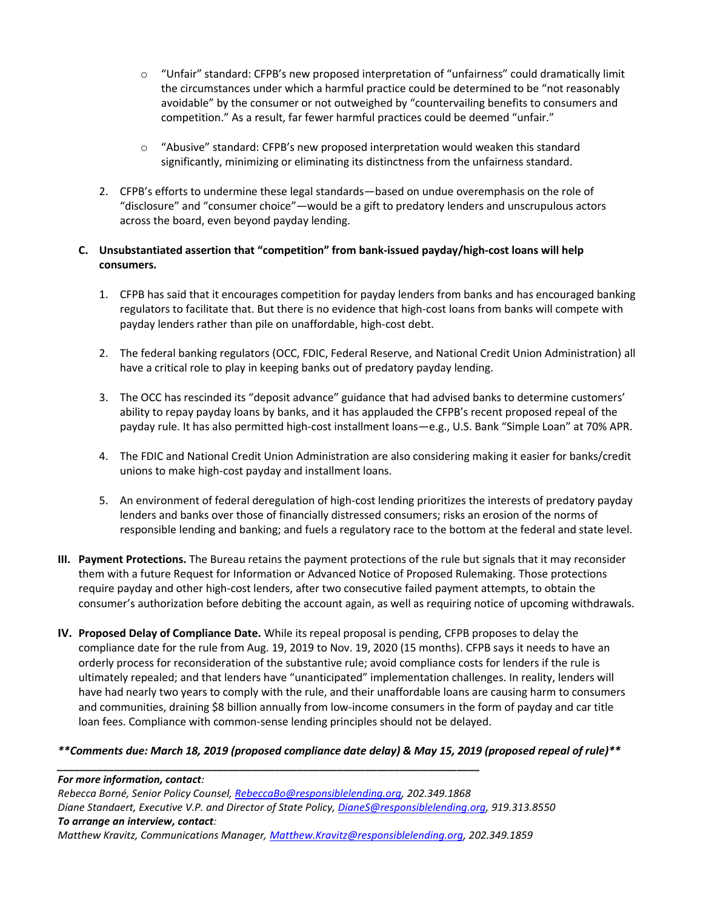- "Unfair" standard: CFPB's new proposed interpretation of "unfairness" could dramatically limit the circumstances under which a harmful practice could be determined to be "not reasonably avoidable" by the consumer or not outweighed by "countervailing benefits to consumers and competition." As a result, far fewer harmful practices could be deemed "unfair."

- "Abusive" standard: CFPB's new proposed interpretation would weaken this standard significantly, minimizing or eliminating its distinctness from the unfairness standard.

2. CFPB's efforts to undermine these legal standards—based on undue overemphasis on the role of "disclosure" and "consumer choice"—would be a gift to predatory lenders and unscrupulous actors across the board, even beyond payday lending.

**C. Unsubstantiated assertion that "competition" from bank-issued payday/high-cost loans will help consumers.**

1. CFPB has said that it encourages competition for payday lenders from banks and has encouraged banking regulators to facilitate that. But there is no evidence that high-cost loans from banks will compete with payday lenders rather than pile on unaffordable, high-cost debt.

2. The federal banking regulators (OCC, FDIC, Federal Reserve, and National Credit Union Administration) all have a critical role to play in keeping banks out of predatory payday lending.

3. The OCC has rescinded its "deposit advance" guidance that had advised banks to determine customers' ability to repay payday loans by banks, and it has applauded the CFPB's recent proposed repeal of the payday rule. It has also permitted high-cost installment loans—e.g., U.S. Bank "Simple Loan" at 70% APR.

4. The FDIC and National Credit Union Administration are also considering making it easier for banks/credit unions to make high-cost payday and installment loans.

5. An environment of federal deregulation of high-cost lending prioritizes the interests of predatory payday lenders and banks over those of financially distressed consumers; risks an erosion of the norms of responsible lending and banking; and fuels a regulatory race to the bottom at the federal and state level.

**III. Payment Protections.** The Bureau retains the payment protections of the rule but signals that it may reconsider them with a future Request for Information or Advanced Notice of Proposed Rulemaking. Those protections require payday and other high-cost lenders, after two consecutive failed payment attempts, to obtain the consumer's authorization before debiting the account again, as well as requiring notice of upcoming withdrawals.

**IV. Proposed Delay of Compliance Date.** While its repeal proposal is pending, CFPB proposes to delay the compliance date for the rule from Aug. 19, 2019 to Nov. 19, 2020 (15 months). CFPB says it needs to have an orderly process for reconsideration of the substantive rule; avoid compliance costs for lenders if the rule is ultimately repealed; and that lenders have "unanticipated" implementation challenges. In reality, lenders will have had nearly two years to comply with the rule, and their unaffordable loans are causing harm to consumers and communities, draining $8 billion annually from low-income consumers in the form of payday and car title loan fees. Compliance with common-sense lending principles should not be delayed.

***\*\*Comments due: March 18, 2019 (proposed compliance date delay) & May 15, 2019 (proposed repeal of rule)\*\****

---

***For more information, contact:***
*Rebecca Borné, Senior Policy Counsel, RebeccaBo@responsiblelending.org, 202.349.1868*
*Diane Standaert, Executive V.P. and Director of State Policy, DianeS@responsiblelending.org, 919.313.8550*
***To arrange an interview, contact:***
*Matthew Kravitz, Communications Manager, Matthew.Kravitz@responsiblelending.org, 202.349.1859*